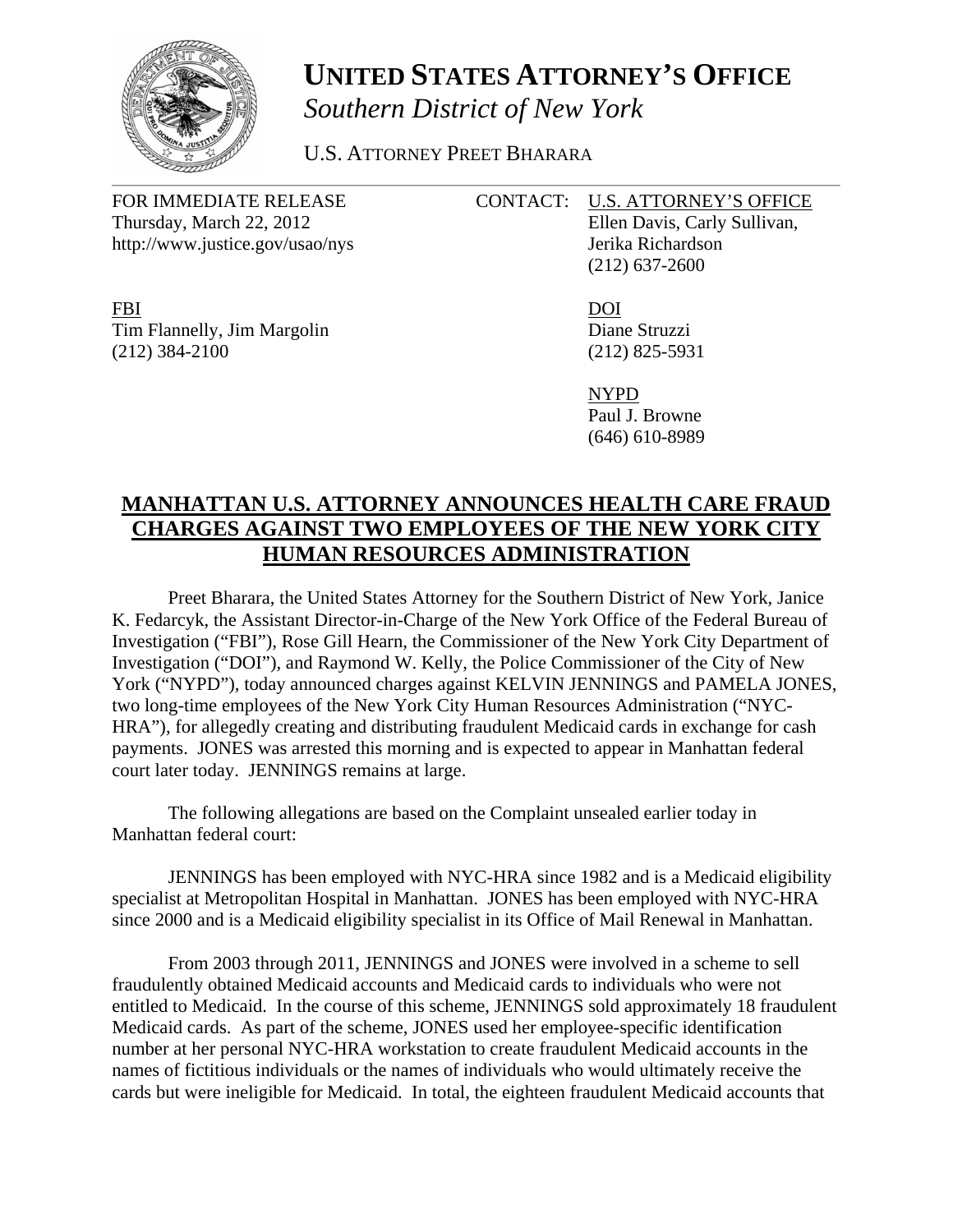# UNITED STATES ATTORNEY'S OFFICE

*Southern District of New York*

U.S. ATTORNEY PREET BHARARA

FOR IMMEDIATE RELEASE
Thursday, March 22, 2012
http://www.justice.gov/usao/nys

CONTACT: U.S. ATTORNEY'S OFFICE
Ellen Davis, Carly Sullivan,
Jerika Richardson
(212) 637-2600

FBI
Tim Flannelly, Jim Margolin
(212) 384-2100

DOI
Diane Struzzi
(212) 825-5931

NYPD
Paul J. Browne
(646) 610-8989

## MANHATTAN U.S. ATTORNEY ANNOUNCES HEALTH CARE FRAUD CHARGES AGAINST TWO EMPLOYEES OF THE NEW YORK CITY HUMAN RESOURCES ADMINISTRATION

Preet Bharara, the United States Attorney for the Southern District of New York, Janice K. Fedarcyk, the Assistant Director-in-Charge of the New York Office of the Federal Bureau of Investigation ("FBI"), Rose Gill Hearn, the Commissioner of the New York City Department of Investigation ("DOI"), and Raymond W. Kelly, the Police Commissioner of the City of New York ("NYPD"), today announced charges against KELVIN JENNINGS and PAMELA JONES, two long-time employees of the New York City Human Resources Administration ("NYC-HRA"), for allegedly creating and distributing fraudulent Medicaid cards in exchange for cash payments. JONES was arrested this morning and is expected to appear in Manhattan federal court later today. JENNINGS remains at large.

The following allegations are based on the Complaint unsealed earlier today in Manhattan federal court:

JENNINGS has been employed with NYC-HRA since 1982 and is a Medicaid eligibility specialist at Metropolitan Hospital in Manhattan. JONES has been employed with NYC-HRA since 2000 and is a Medicaid eligibility specialist in its Office of Mail Renewal in Manhattan.

From 2003 through 2011, JENNINGS and JONES were involved in a scheme to sell fraudulently obtained Medicaid accounts and Medicaid cards to individuals who were not entitled to Medicaid. In the course of this scheme, JENNINGS sold approximately 18 fraudulent Medicaid cards. As part of the scheme, JONES used her employee-specific identification number at her personal NYC-HRA workstation to create fraudulent Medicaid accounts in the names of fictitious individuals or the names of individuals who would ultimately receive the cards but were ineligible for Medicaid. In total, the eighteen fraudulent Medicaid accounts that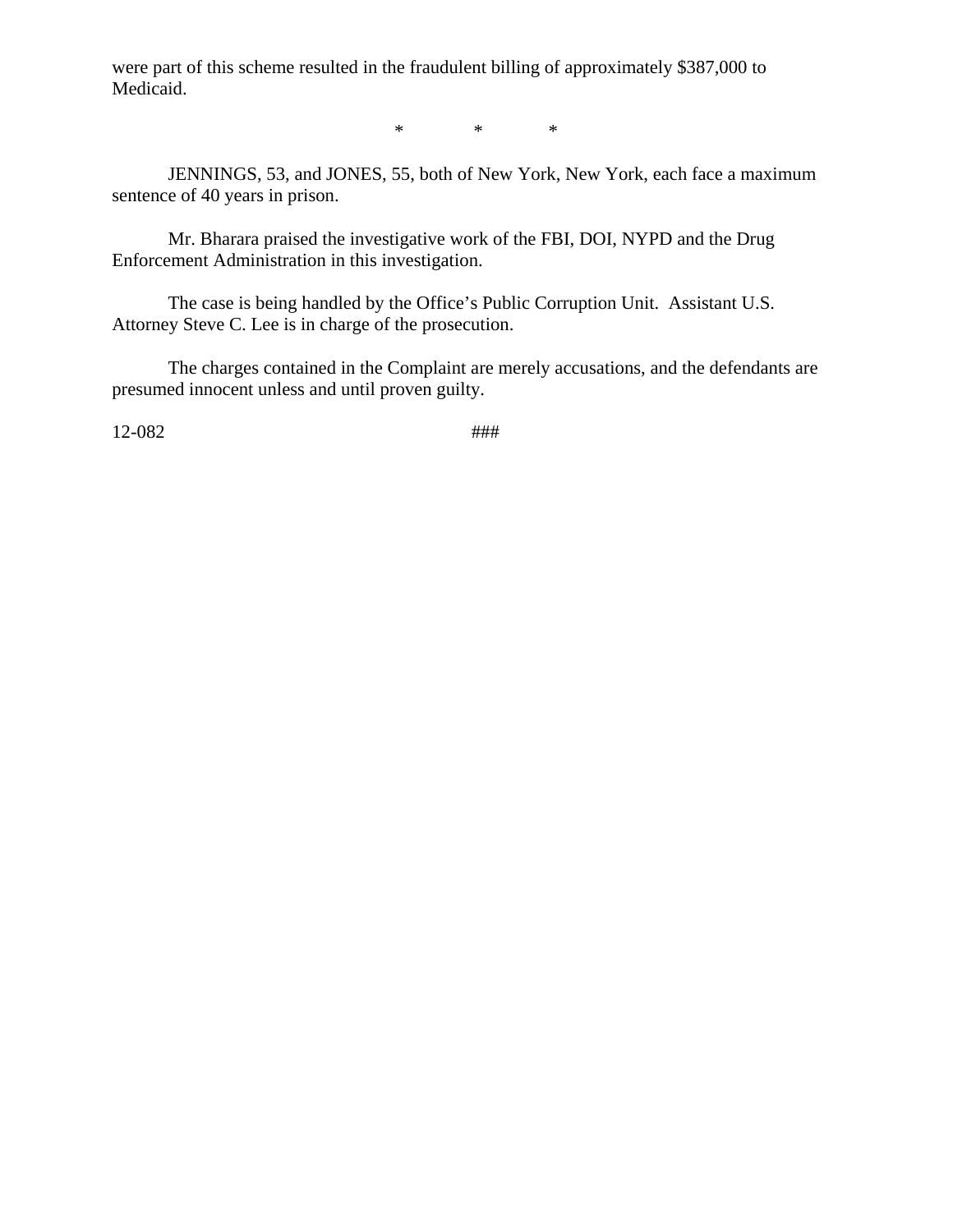were part of this scheme resulted in the fraudulent billing of approximately $387,000 to Medicaid.

\*　　　\*　　　\*

JENNINGS, 53, and JONES, 55, both of New York, New York, each face a maximum sentence of 40 years in prison.

Mr. Bharara praised the investigative work of the FBI, DOI, NYPD and the Drug Enforcement Administration in this investigation.

The case is being handled by the Office's Public Corruption Unit. Assistant U.S. Attorney Steve C. Lee is in charge of the prosecution.

The charges contained in the Complaint are merely accusations, and the defendants are presumed innocent unless and until proven guilty.

12-082　　　　　　　　　　　###